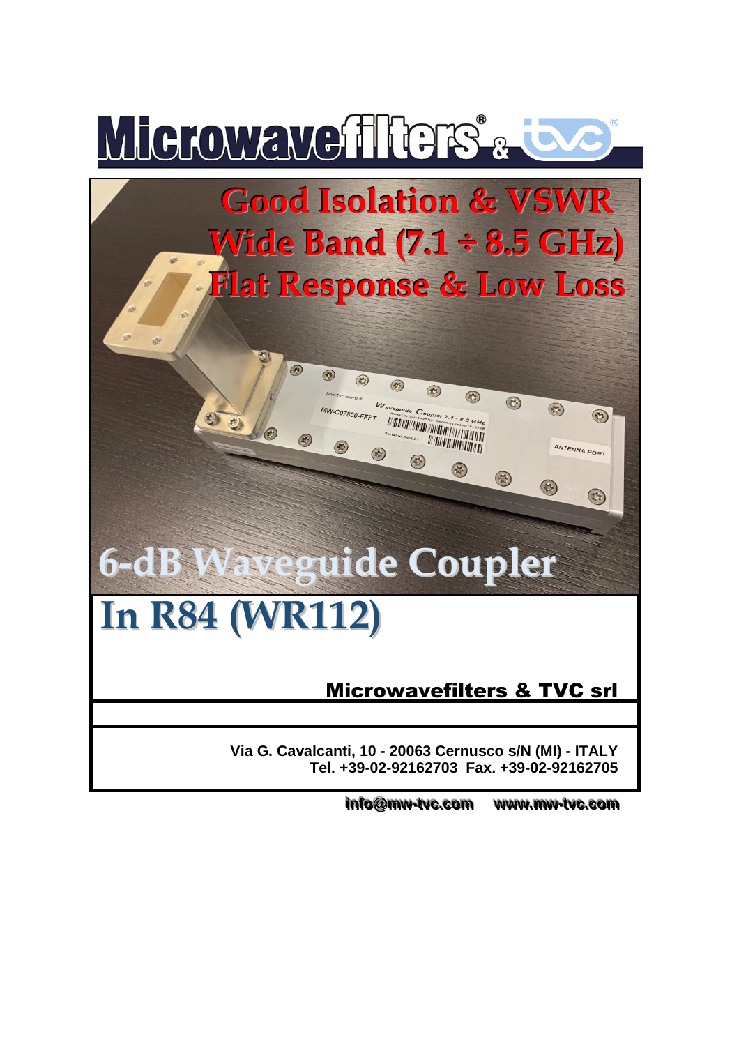# Microwavefilters® & tvc®

## Good Isolation & VSWR
## Wide Band (7.1 ÷ 8.5 GHz)
## Flat Response & Low Loss

# 6-dB Waveguide Coupler

# In R84 (WR112)

**Microwavefilters & TVC srl**

**Via G. Cavalcanti, 10 - 20063 Cernusco s/N (MI) - ITALY**
**Tel. +39-02-92162703 Fax. +39-02-92162705**

**info@mw-tvc.com www.mw-tvc.com**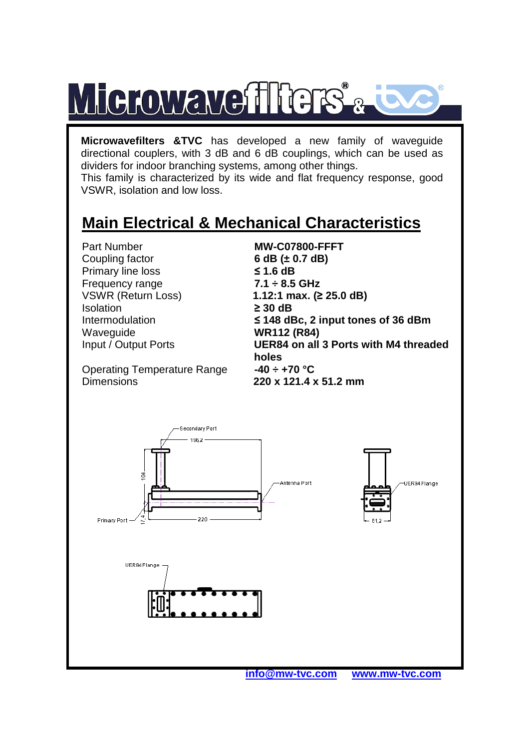**Microwavefilters &TVC** has developed a new family of waveguide directional couplers, with 3 dB and 6 dB couplings, which can be used as dividers for indoor branching systems, among other things.
This family is characterized by its wide and flat frequency response, good VSWR, isolation and low loss.

## Main Electrical & Mechanical Characteristics

| | |
|---|---|
| Part Number | **MW-C07800-FFFT** |
| Coupling factor | **6 dB (± 0.7 dB)** |
| Primary line loss | **≤ 1.6 dB** |
| Frequency range | **7.1 ÷ 8.5 GHz** |
| VSWR (Return Loss) | **1.12:1 max. (≥ 25.0 dB)** |
| Isolation | **≥ 30 dB** |
| Intermodulation | **≤ 148 dBc, 2 input tones of 36 dBm** |
| Waveguide | **WR112 (R84)** |
| Input / Output Ports | **UER84 on all 3 Ports with M4 threaded holes** |
| Operating Temperature Range | **-40 ÷ +70 °C** |
| Dimensions | **220 x 121.4 x 51.2 mm** |

Secondary Port 196,2 104 Antenna Port Primary Port 17,4 220 UER84 Flange 51,2

UER84 Flange

info@mw-tvc.com www.mw-tvc.com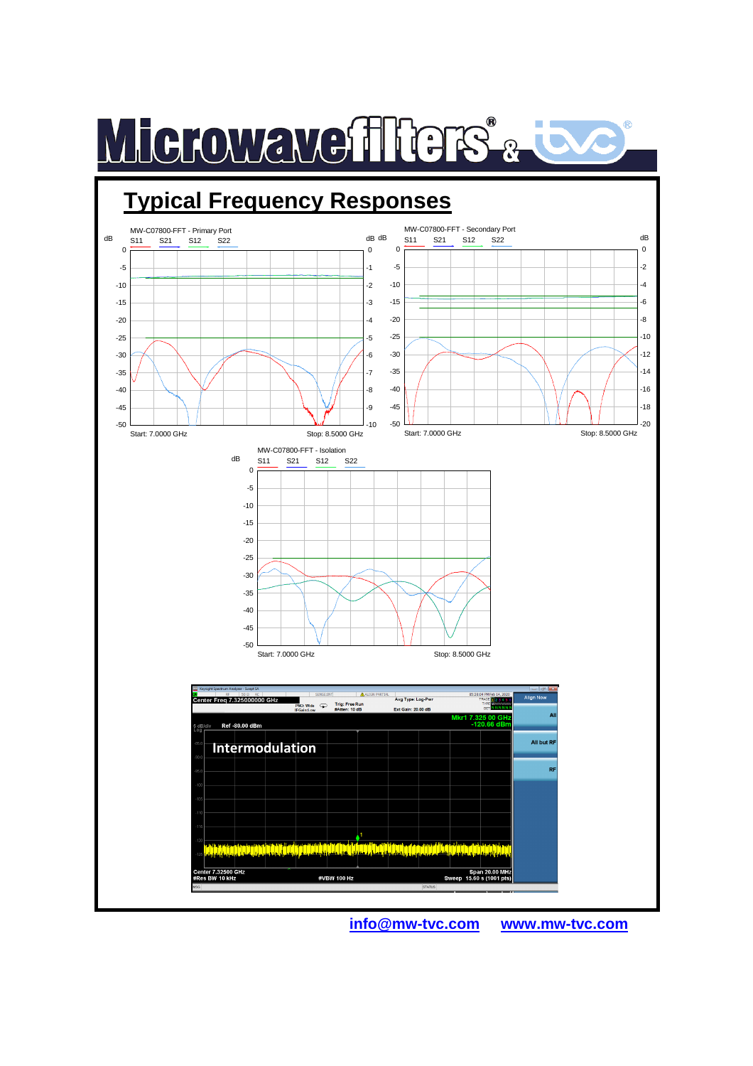# Typical Frequency Responses

MW-C07800-FFT - Primary Port

dB S11 S21 S12 S22 dB

0, -5, -10, -15, -20, -25, -30, -35, -40, -45, -50

0, -1, -2, -3, -4, -5, -6, -7, -8, -9, -10

Start: 7.0000 GHz Stop: 8.5000 GHz

MW-C07800-FFT - Secondary Port

dB S11 S21 S12 S22 dB

0, -5, -10, -15, -20, -25, -30, -35, -40, -45, -50

0, -2, -4, -6, -8, -10, -12, -14, -16, -18, -20

Start: 7.0000 GHz Stop: 8.5000 GHz

MW-C07800-FFT - Isolation

dB S11 S21 S12 S22

0, -5, -10, -15, -20, -25, -30, -35, -40, -45, -50

Start: 7.0000 GHz Stop: 8.5000 GHz

Center Freq 7.325000000 GHz

Avg Type: Log-Pwr

Trig: Free Run

#Atten: 10 dB

Ext Gain: 20.00 dB

Mkr1 7.325 00 GHz
-120.66 dBm

5 dB/div Ref -80.00 dBm

Intermodulation

Align Now

All

All but RF

RF

Center 7.32500 GHz
#Res BW 10 kHz

#VBW 100 Hz

Span 20.00 MHz
Sweep 15.60 s (1001 pts)

info@mw-tvc.com www.mw-tvc.com